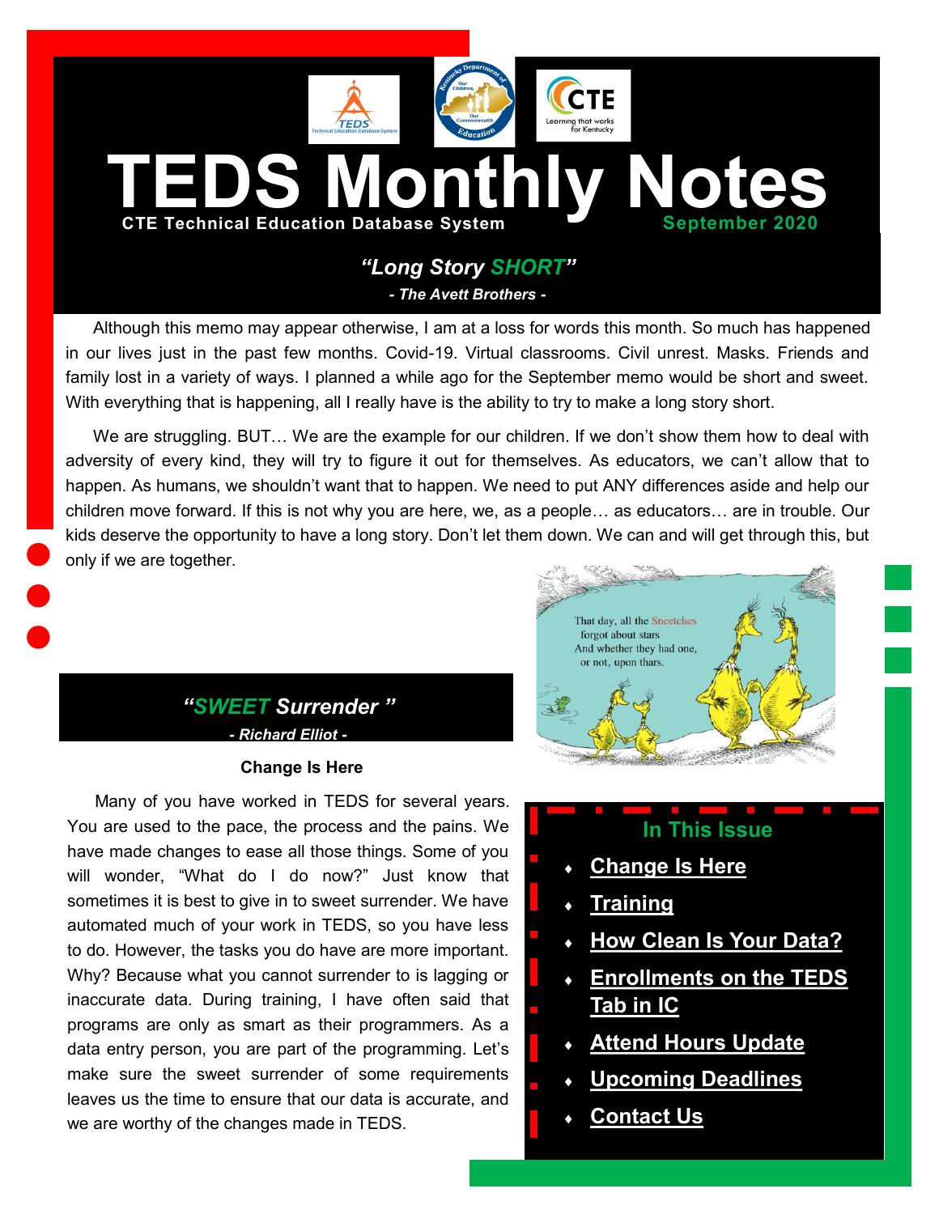# TEDS Monthly Notes

**CTE Technical Education Database System** — **September 2020**

## *"Long Story SHORT"*

***- The Avett Brothers -***

Although this memo may appear otherwise, I am at a loss for words this month. So much has happened in our lives just in the past few months. Covid-19. Virtual classrooms. Civil unrest. Masks. Friends and family lost in a variety of ways. I planned a while ago for the September memo would be short and sweet. With everything that is happening, all I really have is the ability to try to make a long story short.

We are struggling. BUT… We are the example for our children. If we don't show them how to deal with adversity of every kind, they will try to figure it out for themselves. As educators, we can't allow that to happen. As humans, we shouldn't want that to happen. We need to put ANY differences aside and help our children move forward. If this is not why you are here, we, as a people… as educators… are in trouble. Our kids deserve the opportunity to have a long story. Don't let them down. We can and will get through this, but only if we are together.

That day, all the Sneetches forgot about stars And whether they had one, or not, upon thars.

## *"SWEET Surrender "*

***- Richard Elliot -***

**Change Is Here**

Many of you have worked in TEDS for several years. You are used to the pace, the process and the pains. We have made changes to ease all those things. Some of you will wonder, "What do I do now?" Just know that sometimes it is best to give in to sweet surrender. We have automated much of your work in TEDS, so you have less to do. However, the tasks you do have are more important. Why? Because what you cannot surrender to is lagging or inaccurate data. During training, I have often said that programs are only as smart as their programmers. As a data entry person, you are part of the programming. Let's make sure the sweet surrender of some requirements leaves us the time to ensure that our data is accurate, and we are worthy of the changes made in TEDS.

### In This Issue

- Change Is Here
- Training
- How Clean Is Your Data?
- Enrollments on the TEDS Tab in IC
- Attend Hours Update
- Upcoming Deadlines
- Contact Us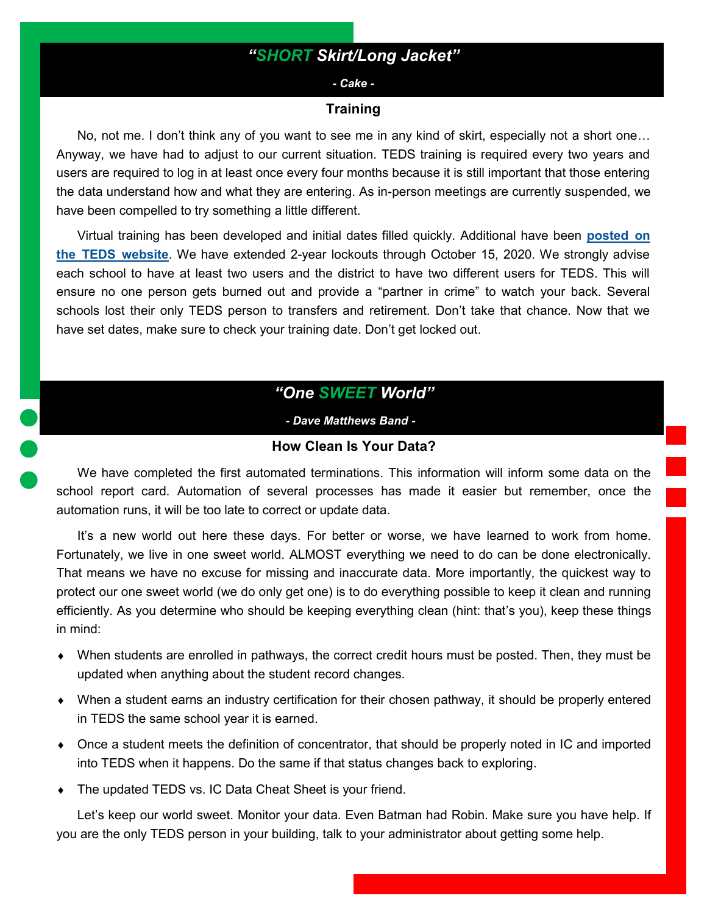## *"SHORT Skirt/Long Jacket"*

***- Cake -***

### Training

No, not me. I don't think any of you want to see me in any kind of skirt, especially not a short one… Anyway, we have had to adjust to our current situation. TEDS training is required every two years and users are required to log in at least once every four months because it is still important that those entering the data understand how and what they are entering. As in-person meetings are currently suspended, we have been compelled to try something a little different.

Virtual training has been developed and initial dates filled quickly. Additional have been **posted on the TEDS website**. We have extended 2-year lockouts through October 15, 2020. We strongly advise each school to have at least two users and the district to have two different users for TEDS. This will ensure no one person gets burned out and provide a "partner in crime" to watch your back. Several schools lost their only TEDS person to transfers and retirement. Don't take that chance. Now that we have set dates, make sure to check your training date. Don't get locked out.

## *"One SWEET World"*

***- Dave Matthews Band -***

### How Clean Is Your Data?

We have completed the first automated terminations. This information will inform some data on the school report card. Automation of several processes has made it easier but remember, once the automation runs, it will be too late to correct or update data.

It's a new world out here these days. For better or worse, we have learned to work from home. Fortunately, we live in one sweet world. ALMOST everything we need to do can be done electronically. That means we have no excuse for missing and inaccurate data. More importantly, the quickest way to protect our one sweet world (we do only get one) is to do everything possible to keep it clean and running efficiently. As you determine who should be keeping everything clean (hint: that's you), keep these things in mind:

- When students are enrolled in pathways, the correct credit hours must be posted. Then, they must be updated when anything about the student record changes.
- When a student earns an industry certification for their chosen pathway, it should be properly entered in TEDS the same school year it is earned.
- Once a student meets the definition of concentrator, that should be properly noted in IC and imported into TEDS when it happens. Do the same if that status changes back to exploring.
- The updated TEDS vs. IC Data Cheat Sheet is your friend.

Let's keep our world sweet. Monitor your data. Even Batman had Robin. Make sure you have help. If you are the only TEDS person in your building, talk to your administrator about getting some help.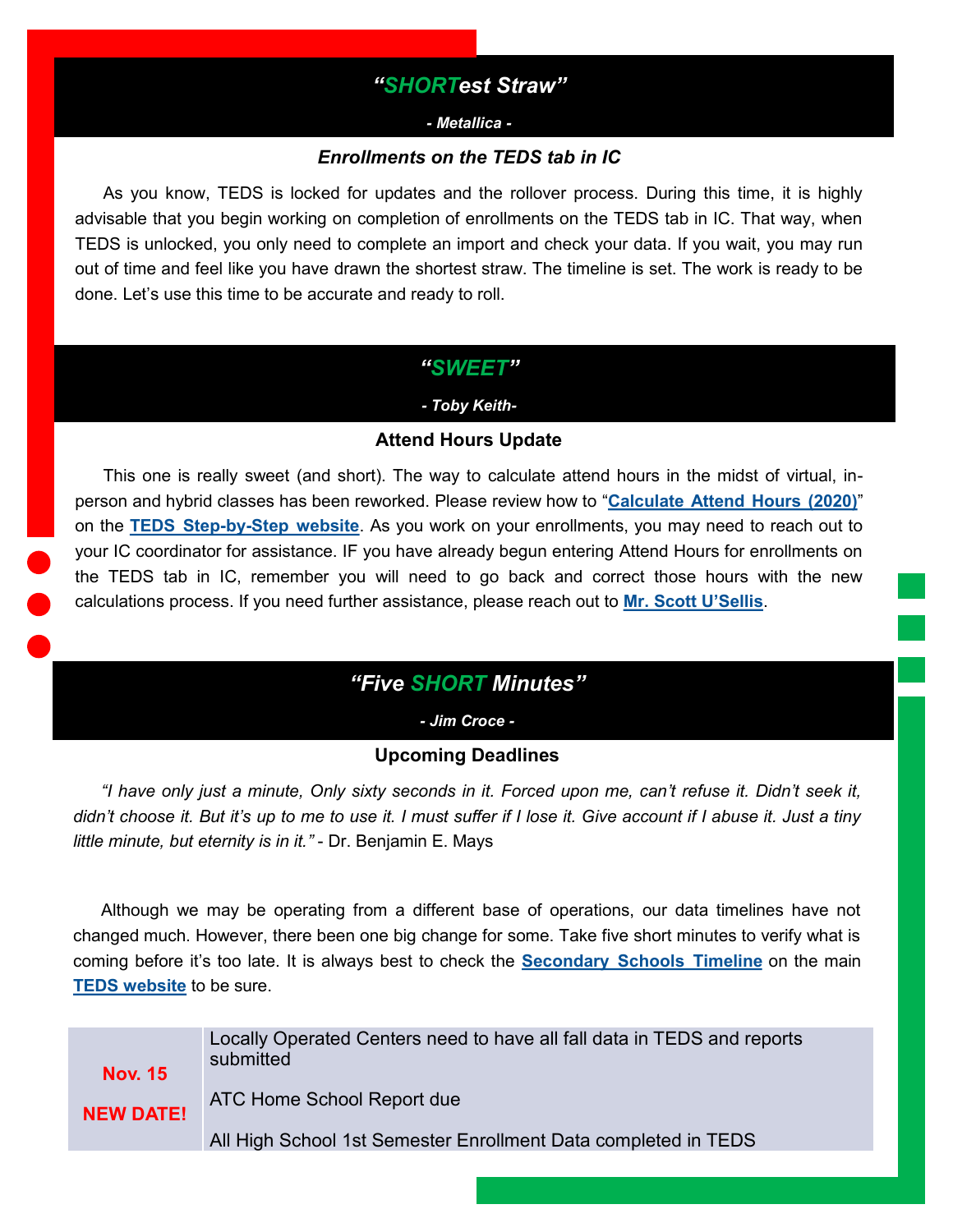## *"SHORTest Straw"*

***- Metallica -***

### *Enrollments on the TEDS tab in IC*

As you know, TEDS is locked for updates and the rollover process. During this time, it is highly advisable that you begin working on completion of enrollments on the TEDS tab in IC. That way, when TEDS is unlocked, you only need to complete an import and check your data. If you wait, you may run out of time and feel like you have drawn the shortest straw. The timeline is set. The work is ready to be done. Let's use this time to be accurate and ready to roll.

## *"SWEET"*

***- Toby Keith-***

### Attend Hours Update

This one is really sweet (and short). The way to calculate attend hours in the midst of virtual, in-person and hybrid classes has been reworked. Please review how to "**Calculate Attend Hours (2020)**" on the **TEDS Step-by-Step website**. As you work on your enrollments, you may need to reach out to your IC coordinator for assistance. IF you have already begun entering Attend Hours for enrollments on the TEDS tab in IC, remember you will need to go back and correct those hours with the new calculations process. If you need further assistance, please reach out to **Mr. Scott U'Sellis**.

## *"Five SHORT Minutes"*

***- Jim Croce -***

### Upcoming Deadlines

*"I have only just a minute, Only sixty seconds in it. Forced upon me, can't refuse it. Didn't seek it, didn't choose it. But it's up to me to use it. I must suffer if I lose it. Give account if I abuse it. Just a tiny little minute, but eternity is in it."* - Dr. Benjamin E. Mays

Although we may be operating from a different base of operations, our data timelines have not changed much. However, there been one big change for some. Take five short minutes to verify what is coming before it's too late. It is always best to check the **Secondary Schools Timeline** on the main **TEDS website** to be sure.

| | |
|---|---|
| **Nov. 15**<br><br>**NEW DATE!** | Locally Operated Centers need to have all fall data in TEDS and reports submitted<br><br>ATC Home School Report due<br><br>All High School 1st Semester Enrollment Data completed in TEDS |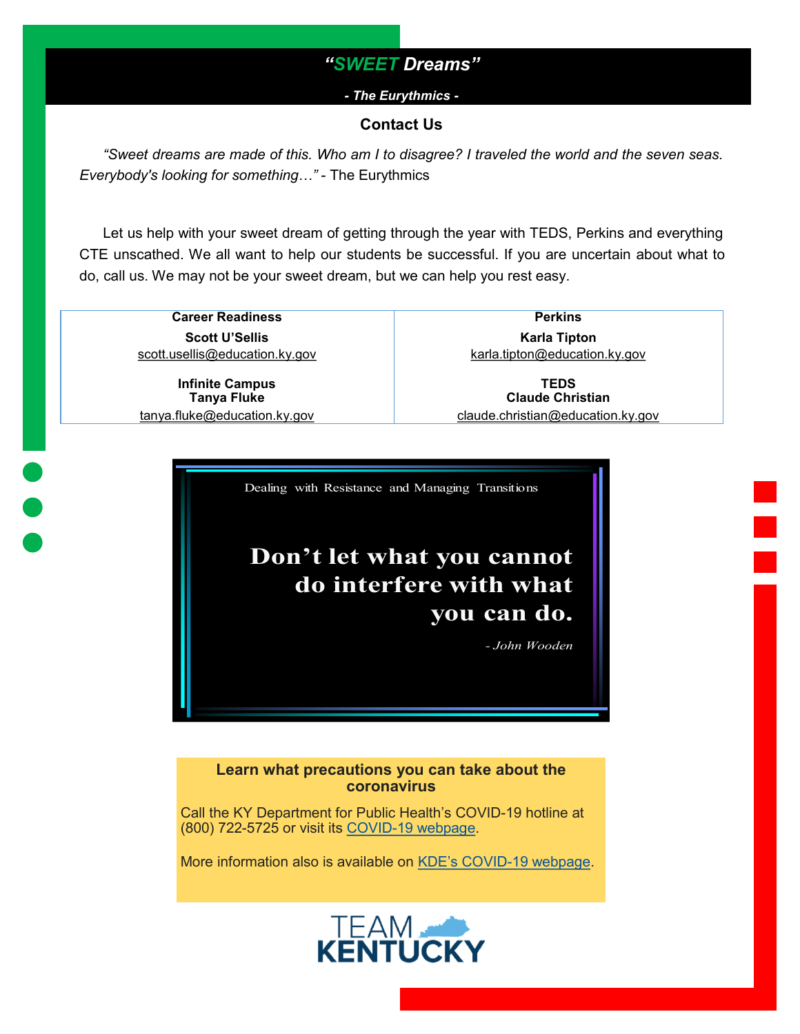## *"SWEET Dreams"*

***- The Eurythmics -***

### Contact Us

*"Sweet dreams are made of this. Who am I to disagree? I traveled the world and the seven seas. Everybody's looking for something…"* - The Eurythmics

Let us help with your sweet dream of getting through the year with TEDS, Perkins and everything CTE unscathed. We all want to help our students be successful. If you are uncertain about what to do, call us. We may not be your sweet dream, but we can help you rest easy.

| Career Readiness | Perkins |
|---|---|
| **Scott U'Sellis**<br>scott.usellis@education.ky.gov | **Karla Tipton**<br>karla.tipton@education.ky.gov |
| **Infinite Campus**<br>**Tanya Fluke**<br>tanya.fluke@education.ky.gov | **TEDS**<br>**Claude Christian**<br>claude.christian@education.ky.gov |

Dealing with Resistance and Managing Transitions

**Don't let what you cannot do interfere with what you can do.**

*- John Wooden*

**Learn what precautions you can take about the coronavirus**

Call the KY Department for Public Health's COVID-19 hotline at (800) 722-5725 or visit its COVID-19 webpage.

More information also is available on KDE's COVID-19 webpage.

TEAM KENTUCKY